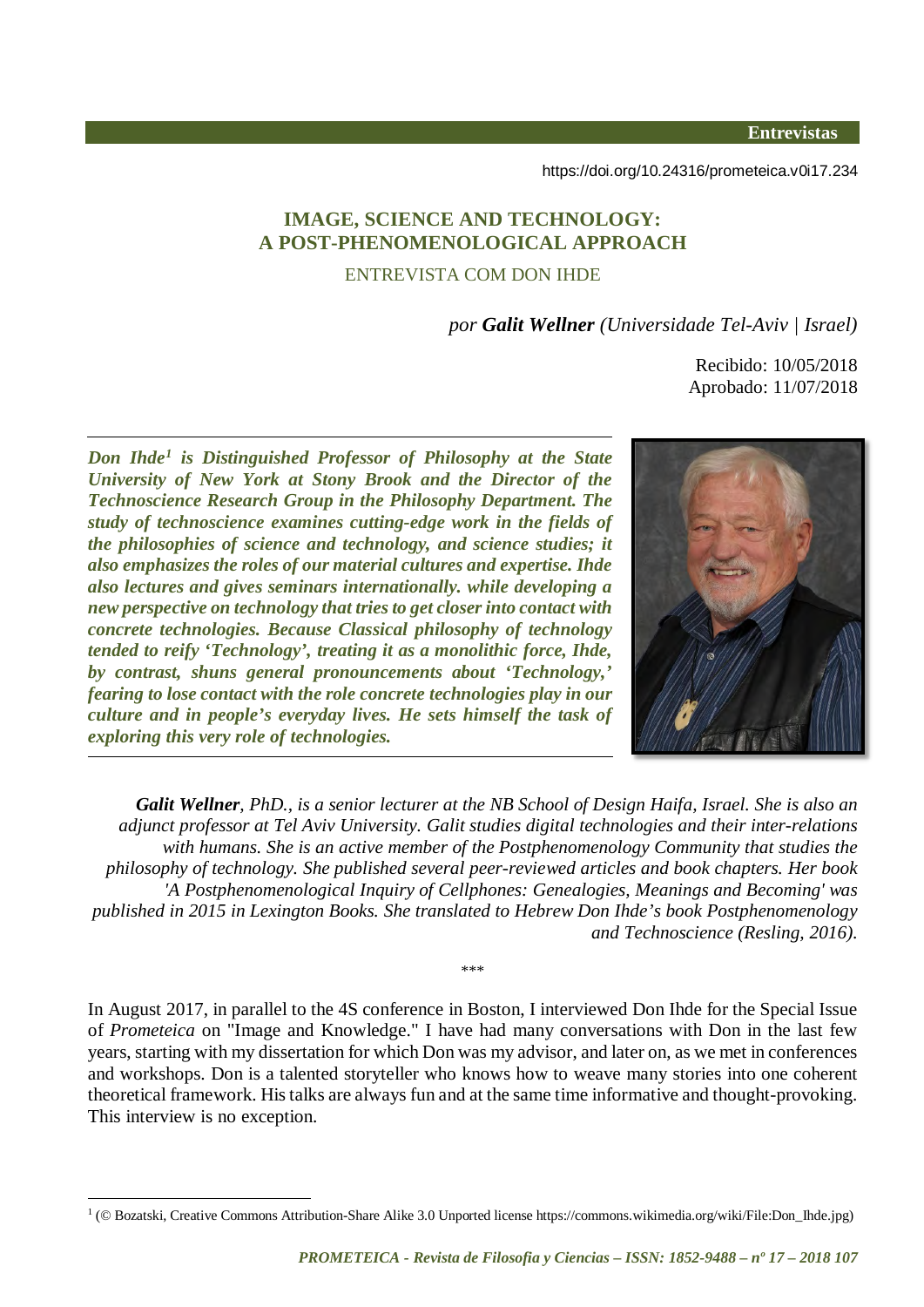**Entrevistas**

https://doi.org/10.24316/prometeica.v0i17.234

# IMAGE, SCIENCE AND TECHNOLOGY: A POST-PHENOMENOLOGICAL APPROACH

ENTREVISTA COM DON IHDE

*por **Galit Wellner** (Universidade Tel-Aviv | Israel)*

Recibido: 10/05/2018
Aprobado: 11/07/2018

***Don Ihde[1] is Distinguished Professor of Philosophy at the State University of New York at Stony Brook and the Director of the Technoscience Research Group in the Philosophy Department. The study of technoscience examines cutting-edge work in the fields of the philosophies of science and technology, and science studies; it also emphasizes the roles of our material cultures and expertise. Ihde also lectures and gives seminars internationally. while developing a new perspective on technology that tries to get closer into contact with concrete technologies. Because Classical philosophy of technology tended to reify 'Technology', treating it as a monolithic force, Ihde, by contrast, shuns general pronouncements about 'Technology,' fearing to lose contact with the role concrete technologies play in our culture and in people's everyday lives. He sets himself the task of exploring this very role of technologies.***

***Galit Wellner**, PhD., is a senior lecturer at the NB School of Design Haifa, Israel. She is also an adjunct professor at Tel Aviv University. Galit studies digital technologies and their inter-relations with humans. She is an active member of the Postphenomenology Community that studies the philosophy of technology. She published several peer-reviewed articles and book chapters. Her book 'A Postphenomenological Inquiry of Cellphones: Genealogies, Meanings and Becoming' was published in 2015 in Lexington Books. She translated to Hebrew Don Ihde's book Postphenomenology and Technoscience (Resling, 2016).*

\*\*\*

In August 2017, in parallel to the 4S conference in Boston, I interviewed Don Ihde for the Special Issue of *Prometeica* on "Image and Knowledge." I have had many conversations with Don in the last few years, starting with my dissertation for which Don was my advisor, and later on, as we met in conferences and workshops. Don is a talented storyteller who knows how to weave many stories into one coherent theoretical framework. His talks are always fun and at the same time informative and thought-provoking. This interview is no exception.

---

[1] (© Bozatski, Creative Commons Attribution-Share Alike 3.0 Unported license https://commons.wikimedia.org/wiki/File:Don_Ihde.jpg)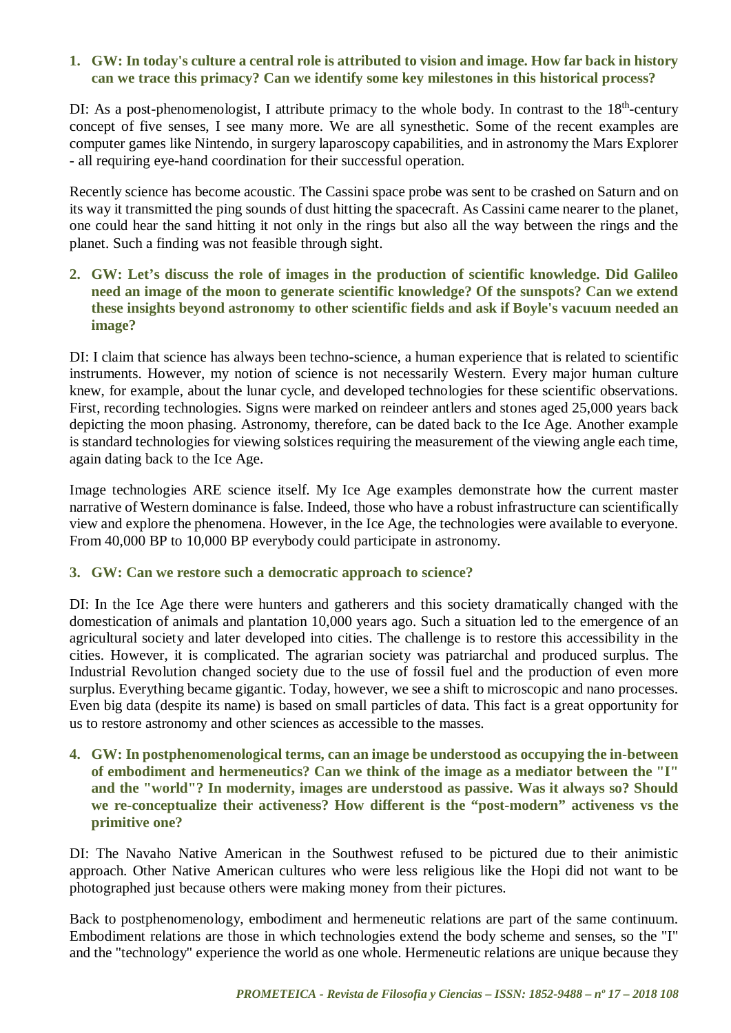1. **GW: In today's culture a central role is attributed to vision and image. How far back in history can we trace this primacy? Can we identify some key milestones in this historical process?**

DI: As a post-phenomenologist, I attribute primacy to the whole body. In contrast to the 18th-century concept of five senses, I see many more. We are all synesthetic. Some of the recent examples are computer games like Nintendo, in surgery laparoscopy capabilities, and in astronomy the Mars Explorer - all requiring eye-hand coordination for their successful operation.

Recently science has become acoustic. The Cassini space probe was sent to be crashed on Saturn and on its way it transmitted the ping sounds of dust hitting the spacecraft. As Cassini came nearer to the planet, one could hear the sand hitting it not only in the rings but also all the way between the rings and the planet. Such a finding was not feasible through sight.

2. **GW: Let's discuss the role of images in the production of scientific knowledge. Did Galileo need an image of the moon to generate scientific knowledge? Of the sunspots? Can we extend these insights beyond astronomy to other scientific fields and ask if Boyle's vacuum needed an image?**

DI: I claim that science has always been techno-science, a human experience that is related to scientific instruments. However, my notion of science is not necessarily Western. Every major human culture knew, for example, about the lunar cycle, and developed technologies for these scientific observations. First, recording technologies. Signs were marked on reindeer antlers and stones aged 25,000 years back depicting the moon phasing. Astronomy, therefore, can be dated back to the Ice Age. Another example is standard technologies for viewing solstices requiring the measurement of the viewing angle each time, again dating back to the Ice Age.

Image technologies ARE science itself. My Ice Age examples demonstrate how the current master narrative of Western dominance is false. Indeed, those who have a robust infrastructure can scientifically view and explore the phenomena. However, in the Ice Age, the technologies were available to everyone. From 40,000 BP to 10,000 BP everybody could participate in astronomy.

3. **GW: Can we restore such a democratic approach to science?**

DI: In the Ice Age there were hunters and gatherers and this society dramatically changed with the domestication of animals and plantation 10,000 years ago. Such a situation led to the emergence of an agricultural society and later developed into cities. The challenge is to restore this accessibility in the cities. However, it is complicated. The agrarian society was patriarchal and produced surplus. The Industrial Revolution changed society due to the use of fossil fuel and the production of even more surplus. Everything became gigantic. Today, however, we see a shift to microscopic and nano processes. Even big data (despite its name) is based on small particles of data. This fact is a great opportunity for us to restore astronomy and other sciences as accessible to the masses.

4. **GW: In postphenomenological terms, can an image be understood as occupying the in-between of embodiment and hermeneutics? Can we think of the image as a mediator between the "I" and the "world"? In modernity, images are understood as passive. Was it always so? Should we re-conceptualize their activeness? How different is the "post-modern" activeness vs the primitive one?**

DI: The Navaho Native American in the Southwest refused to be pictured due to their animistic approach. Other Native American cultures who were less religious like the Hopi did not want to be photographed just because others were making money from their pictures.

Back to postphenomenology, embodiment and hermeneutic relations are part of the same continuum. Embodiment relations are those in which technologies extend the body scheme and senses, so the "I" and the "technology" experience the world as one whole. Hermeneutic relations are unique because they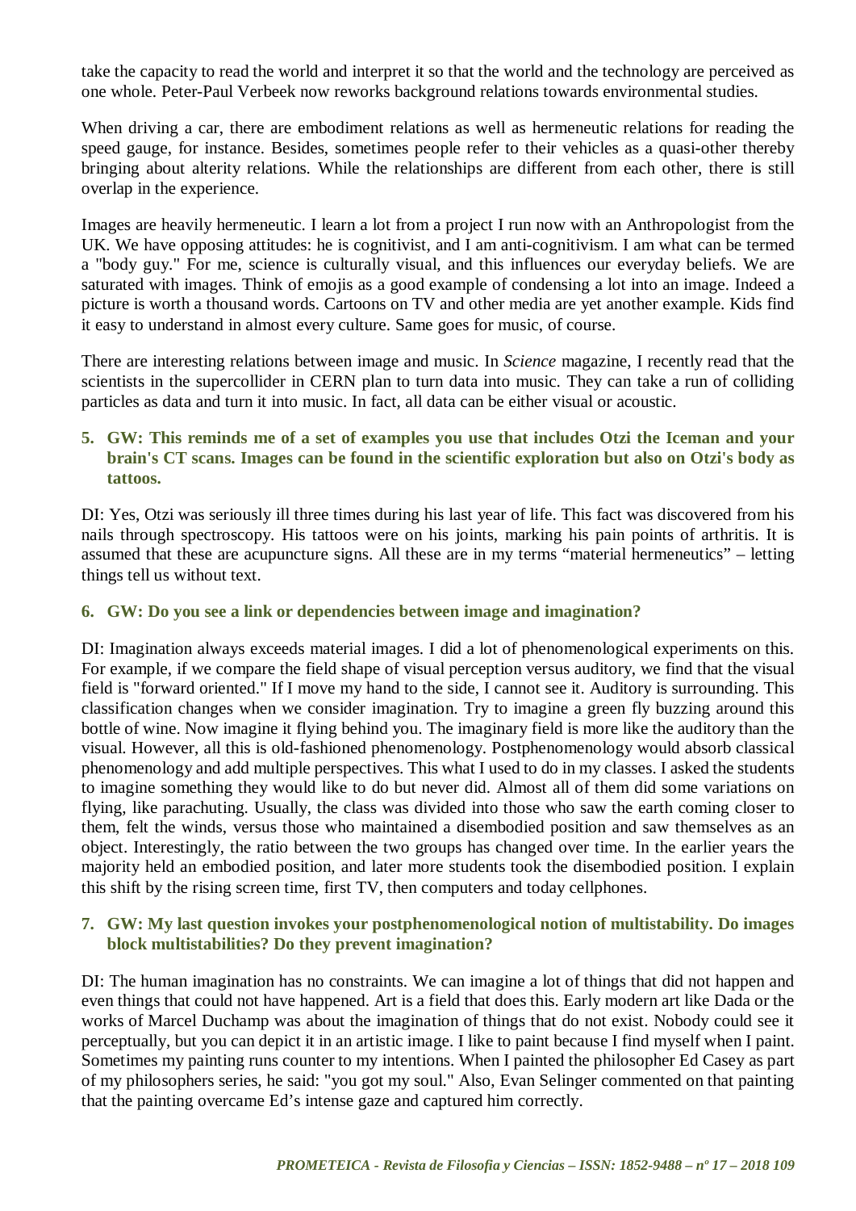take the capacity to read the world and interpret it so that the world and the technology are perceived as one whole. Peter-Paul Verbeek now reworks background relations towards environmental studies.

When driving a car, there are embodiment relations as well as hermeneutic relations for reading the speed gauge, for instance. Besides, sometimes people refer to their vehicles as a quasi-other thereby bringing about alterity relations. While the relationships are different from each other, there is still overlap in the experience.

Images are heavily hermeneutic. I learn a lot from a project I run now with an Anthropologist from the UK. We have opposing attitudes: he is cognitivist, and I am anti-cognitivism. I am what can be termed a "body guy." For me, science is culturally visual, and this influences our everyday beliefs. We are saturated with images. Think of emojis as a good example of condensing a lot into an image. Indeed a picture is worth a thousand words. Cartoons on TV and other media are yet another example. Kids find it easy to understand in almost every culture. Same goes for music, of course.

There are interesting relations between image and music. In *Science* magazine, I recently read that the scientists in the supercollider in CERN plan to turn data into music. They can take a run of colliding particles as data and turn it into music. In fact, all data can be either visual or acoustic.

**5. GW: This reminds me of a set of examples you use that includes Otzi the Iceman and your brain's CT scans. Images can be found in the scientific exploration but also on Otzi's body as tattoos.**

DI: Yes, Otzi was seriously ill three times during his last year of life. This fact was discovered from his nails through spectroscopy. His tattoos were on his joints, marking his pain points of arthritis. It is assumed that these are acupuncture signs. All these are in my terms "material hermeneutics" – letting things tell us without text.

**6. GW: Do you see a link or dependencies between image and imagination?**

DI: Imagination always exceeds material images. I did a lot of phenomenological experiments on this. For example, if we compare the field shape of visual perception versus auditory, we find that the visual field is "forward oriented." If I move my hand to the side, I cannot see it. Auditory is surrounding. This classification changes when we consider imagination. Try to imagine a green fly buzzing around this bottle of wine. Now imagine it flying behind you. The imaginary field is more like the auditory than the visual. However, all this is old-fashioned phenomenology. Postphenomenology would absorb classical phenomenology and add multiple perspectives. This what I used to do in my classes. I asked the students to imagine something they would like to do but never did. Almost all of them did some variations on flying, like parachuting. Usually, the class was divided into those who saw the earth coming closer to them, felt the winds, versus those who maintained a disembodied position and saw themselves as an object. Interestingly, the ratio between the two groups has changed over time. In the earlier years the majority held an embodied position, and later more students took the disembodied position. I explain this shift by the rising screen time, first TV, then computers and today cellphones.

**7. GW: My last question invokes your postphenomenological notion of multistability. Do images block multistabilities? Do they prevent imagination?**

DI: The human imagination has no constraints. We can imagine a lot of things that did not happen and even things that could not have happened. Art is a field that does this. Early modern art like Dada or the works of Marcel Duchamp was about the imagination of things that do not exist. Nobody could see it perceptually, but you can depict it in an artistic image. I like to paint because I find myself when I paint. Sometimes my painting runs counter to my intentions. When I painted the philosopher Ed Casey as part of my philosophers series, he said: "you got my soul." Also, Evan Selinger commented on that painting that the painting overcame Ed's intense gaze and captured him correctly.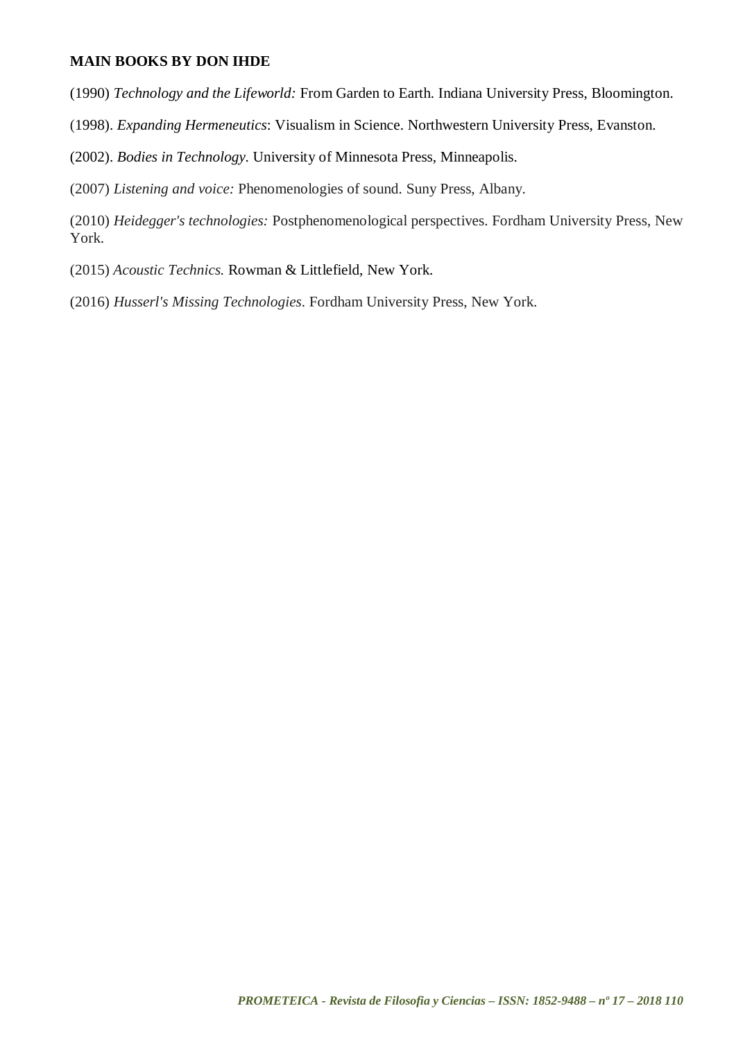**MAIN BOOKS BY DON IHDE**

(1990) *Technology and the Lifeworld:* From Garden to Earth. Indiana University Press, Bloomington.

(1998). *Expanding Hermeneutics*: Visualism in Science. Northwestern University Press, Evanston.

(2002). *Bodies in Technology*. University of Minnesota Press, Minneapolis.

(2007) *Listening and voice:* Phenomenologies of sound. Suny Press, Albany.

(2010) *Heidegger's technologies:* Postphenomenological perspectives. Fordham University Press, New York.

(2015) *Acoustic Technics.* Rowman & Littlefield, New York.

(2016) *Husserl's Missing Technologies*. Fordham University Press, New York.